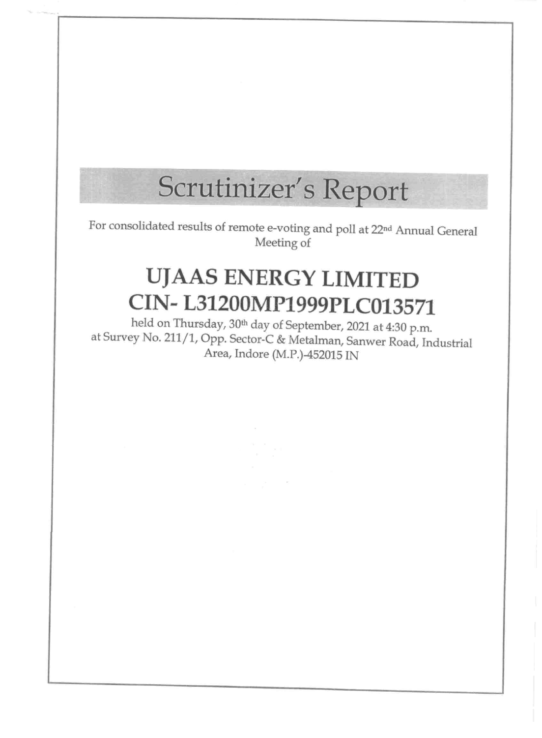# Scrutinizer's Report

For consolidated results of remote e-voting and poll at 22nd Annual General Meeting of

## UJAAS ENERGY LIMITED
## CIN- L31200MP1999PLC013571

held on Thursday, 30th day of September, 2021 at 4:30 p.m.
at Survey No. 211/1, Opp. Sector-C & Metalman, Sanwer Road, Industrial Area, Indore (M.P.)-452015 IN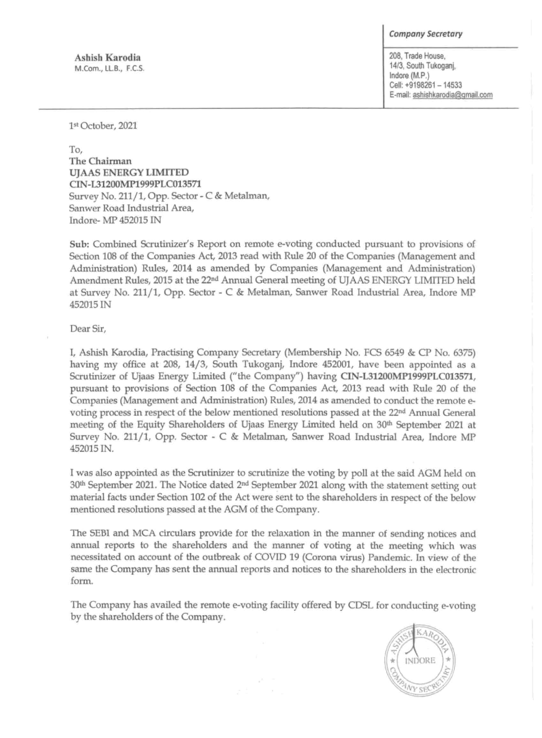**Ashish Karodia**
M.Com., LL.B., F.C.S.

*Company Secretary*

208, Trade House,
14/3, South Tukoganj,
Indore (M.P.)
Cell: +9198261 – 14533
E-mail: ashishkarodia@gmail.com

1st October, 2021

To,
**The Chairman**
**UJAAS ENERGY LIMITED**
**CIN-L31200MP1999PLC013571**
Survey No. 211/1, Opp. Sector - C & Metalman,
Sanwer Road Industrial Area,
Indore- MP 452015 IN

**Sub:** Combined Scrutinizer's Report on remote e-voting conducted pursuant to provisions of Section 108 of the Companies Act, 2013 read with Rule 20 of the Companies (Management and Administration) Rules, 2014 as amended by Companies (Management and Administration) Amendment Rules, 2015 at the 22nd Annual General meeting of UJAAS ENERGY LIMITED held at Survey No. 211/1, Opp. Sector - C & Metalman, Sanwer Road Industrial Area, Indore MP 452015 IN

Dear Sir,

I, Ashish Karodia, Practising Company Secretary (Membership No. FCS 6549 & CP No. 6375) having my office at 208, 14/3, South Tukoganj, Indore 452001, have been appointed as a Scrutinizer of Ujaas Energy Limited ("the Company") having **CIN-L31200MP1999PLC013571**, pursuant to provisions of Section 108 of the Companies Act, 2013 read with Rule 20 of the Companies (Management and Administration) Rules, 2014 as amended to conduct the remote e-voting process in respect of the below mentioned resolutions passed at the 22nd Annual General meeting of the Equity Shareholders of Ujaas Energy Limited held on 30th September 2021 at Survey No. 211/1, Opp. Sector - C & Metalman, Sanwer Road Industrial Area, Indore MP 452015 IN.

I was also appointed as the Scrutinizer to scrutinize the voting by poll at the said AGM held on 30th September 2021. The Notice dated 2nd September 2021 along with the statement setting out material facts under Section 102 of the Act were sent to the shareholders in respect of the below mentioned resolutions passed at the AGM of the Company.

The SEBI and MCA circulars provide for the relaxation in the manner of sending notices and annual reports to the shareholders and the manner of voting at the meeting which was necessitated on account of the outbreak of COVID 19 (Corona virus) Pandemic. In view of the same the Company has sent the annual reports and notices to the shareholders in the electronic form.

The Company has availed the remote e-voting facility offered by CDSL for conducting e-voting by the shareholders of the Company.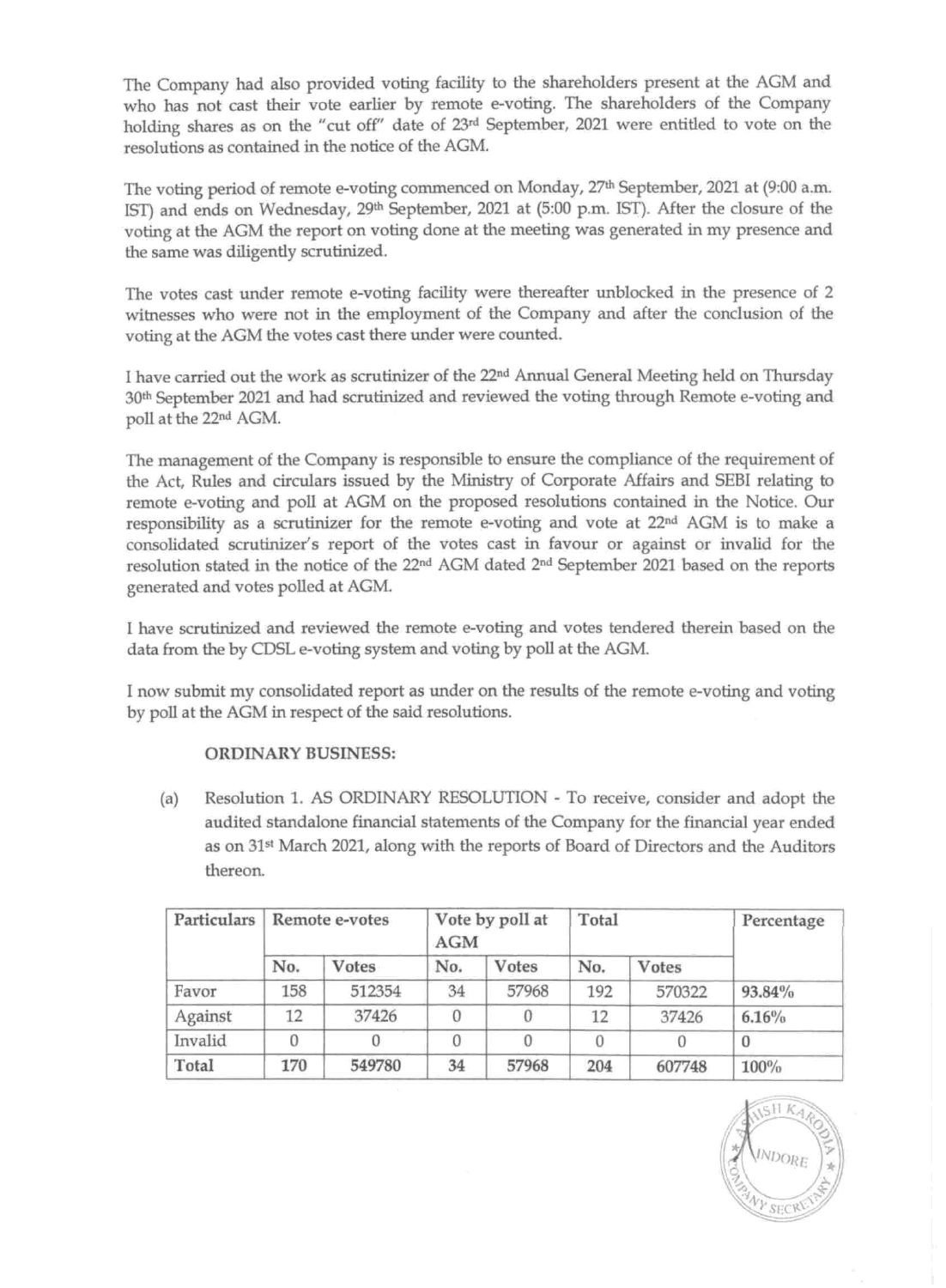The Company had also provided voting facility to the shareholders present at the AGM and who has not cast their vote earlier by remote e-voting. The shareholders of the Company holding shares as on the "cut off" date of 23rd September, 2021 were entitled to vote on the resolutions as contained in the notice of the AGM.

The voting period of remote e-voting commenced on Monday, 27th September, 2021 at (9:00 a.m. IST) and ends on Wednesday, 29th September, 2021 at (5:00 p.m. IST). After the closure of the voting at the AGM the report on voting done at the meeting was generated in my presence and the same was diligently scrutinized.

The votes cast under remote e-voting facility were thereafter unblocked in the presence of 2 witnesses who were not in the employment of the Company and after the conclusion of the voting at the AGM the votes cast there under were counted.

I have carried out the work as scrutinizer of the 22nd Annual General Meeting held on Thursday 30th September 2021 and had scrutinized and reviewed the voting through Remote e-voting and poll at the 22nd AGM.

The management of the Company is responsible to ensure the compliance of the requirement of the Act, Rules and circulars issued by the Ministry of Corporate Affairs and SEBI relating to remote e-voting and poll at AGM on the proposed resolutions contained in the Notice. Our responsibility as a scrutinizer for the remote e-voting and vote at 22nd AGM is to make a consolidated scrutinizer's report of the votes cast in favour or against or invalid for the resolution stated in the notice of the 22nd AGM dated 2nd September 2021 based on the reports generated and votes polled at AGM.

I have scrutinized and reviewed the remote e-voting and votes tendered therein based on the data from the by CDSL e-voting system and voting by poll at the AGM.

I now submit my consolidated report as under on the results of the remote e-voting and voting by poll at the AGM in respect of the said resolutions.

**ORDINARY BUSINESS:**

(a) Resolution 1. AS ORDINARY RESOLUTION - To receive, consider and adopt the audited standalone financial statements of the Company for the financial year ended as on 31st March 2021, along with the reports of Board of Directors and the Auditors thereon.

| Particulars | Remote e-votes | | Vote by poll at AGM | | Total | | Percentage |
|---|---|---|---|---|---|---|---|
| | No. | Votes | No. | Votes | No. | Votes | |
| Favor | 158 | 512354 | 34 | 57968 | 192 | 570322 | 93.84% |
| Against | 12 | 37426 | 0 | 0 | 12 | 37426 | 6.16% |
| Invalid | 0 | 0 | 0 | 0 | 0 | 0 | 0 |
| Total | 170 | 549780 | 34 | 57968 | 204 | 607748 | 100% |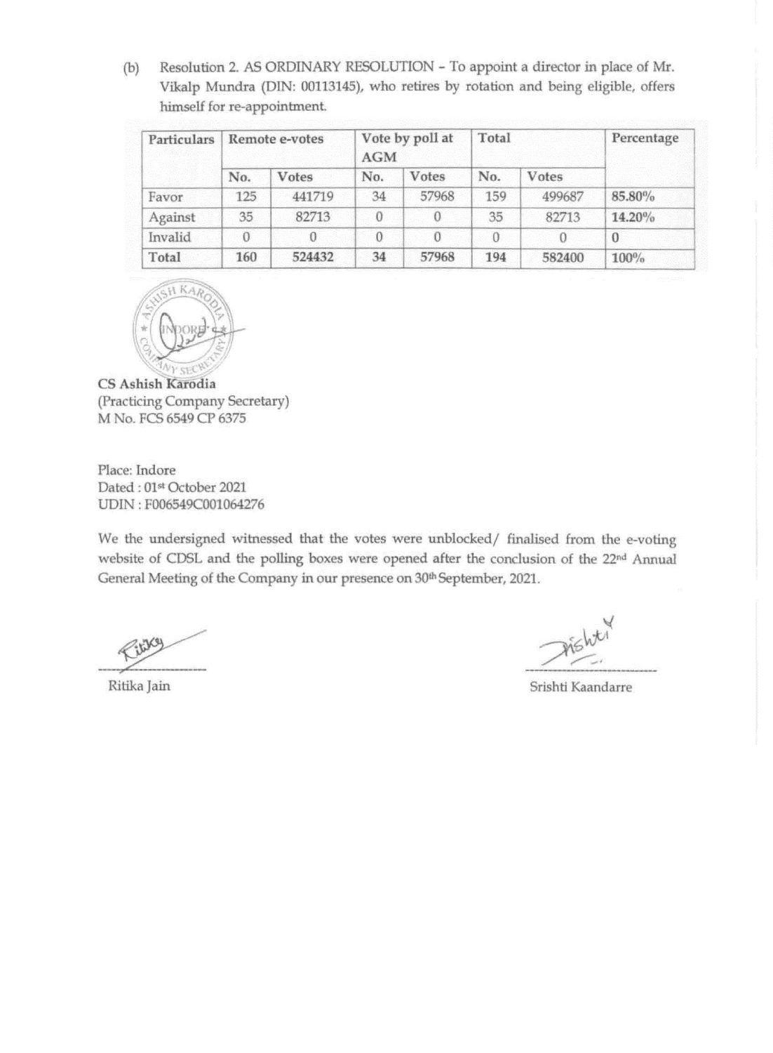(b) Resolution 2. AS ORDINARY RESOLUTION – To appoint a director in place of Mr. Vikalp Mundra (DIN: 00113145), who retires by rotation and being eligible, offers himself for re-appointment.

| Particulars | Remote e-votes | | Vote by poll at AGM | | Total | | Percentage |
|---|---|---|---|---|---|---|---|
| | No. | Votes | No. | Votes | No. | Votes | |
| Favor | 125 | 441719 | 34 | 57968 | 159 | 499687 | 85.80% |
| Against | 35 | 82713 | 0 | 0 | 35 | 82713 | 14.20% |
| Invalid | 0 | 0 | 0 | 0 | 0 | 0 | 0 |
| Total | 160 | 524432 | 34 | 57968 | 194 | 582400 | 100% |

**CS Ashish Karodia**
(Practicing Company Secretary)
M No. FCS 6549 CP 6375

Place: Indore
Dated : 01st October 2021
UDIN : F006549C001064276

We the undersigned witnessed that the votes were unblocked/ finalised from the e-voting website of CDSL and the polling boxes were opened after the conclusion of the 22nd Annual General Meeting of the Company in our presence on 30th September, 2021.

Ritika Jain

Srishti Kaandarre